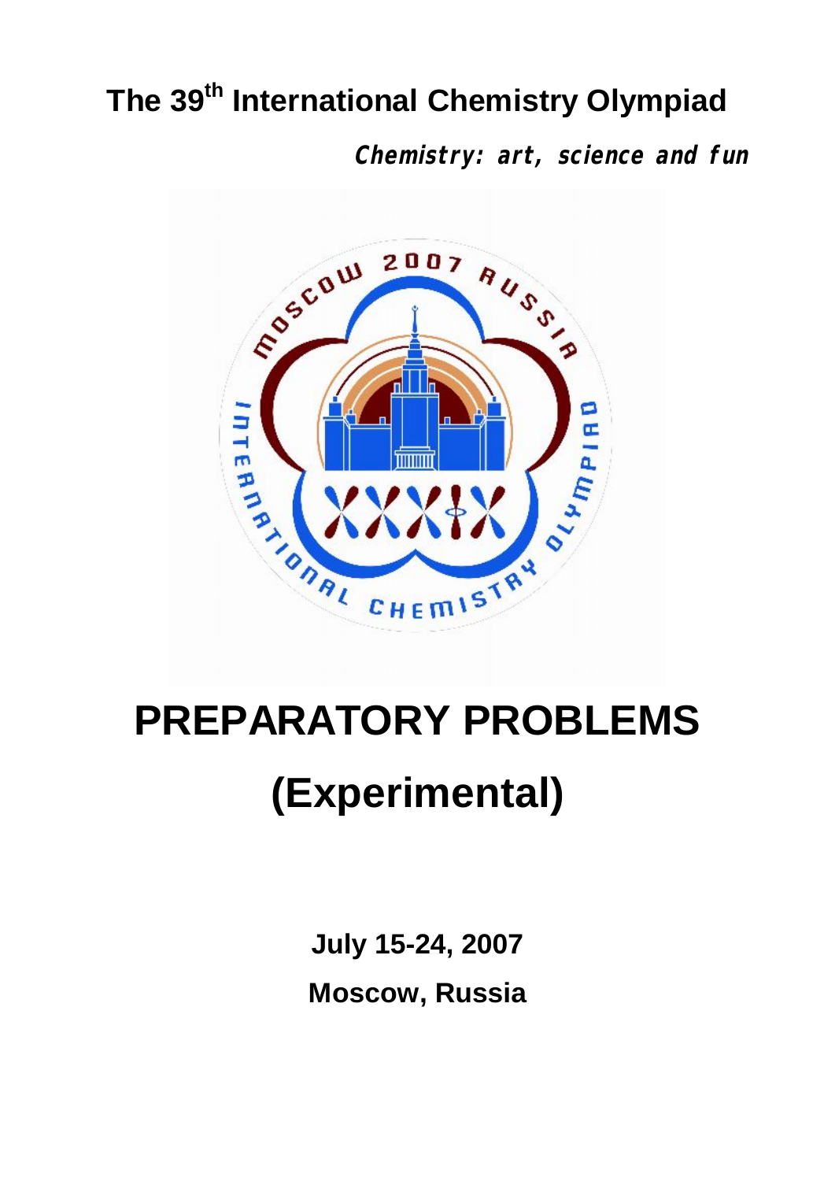# The 39th International Chemistry Olympiad

***Chemistry: art, science and fun***

# PREPARATORY PROBLEMS

# (Experimental)

**July 15-24, 2007**

**Moscow, Russia**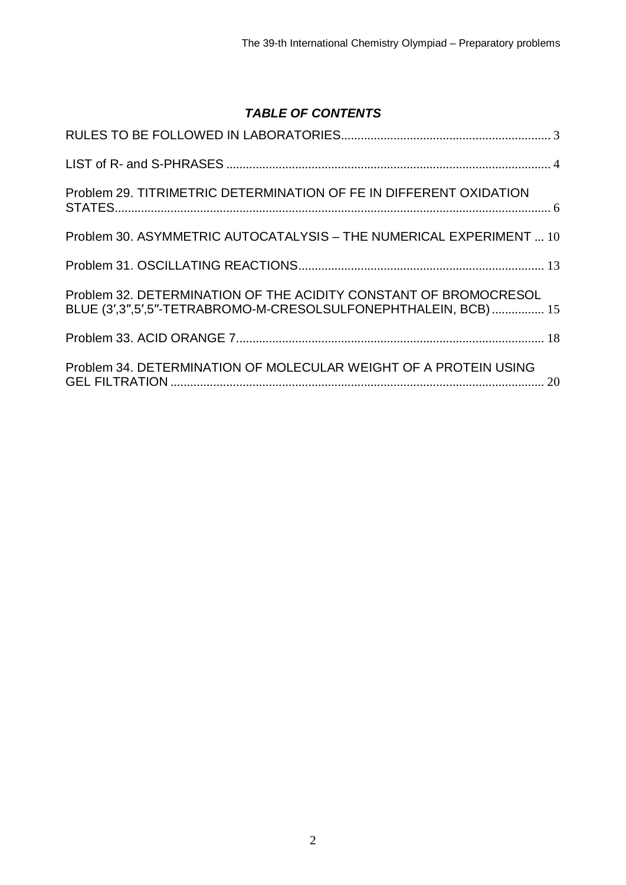## *TABLE OF CONTENTS*

RULES TO BE FOLLOWED IN LABORATORIES ... 3

LIST of R- and S-PHRASES ... 4

Problem 29. TITRIMETRIC DETERMINATION OF FE IN DIFFERENT OXIDATION STATES ... 6

Problem 30. ASYMMETRIC AUTOCATALYSIS – THE NUMERICAL EXPERIMENT ... 10

Problem 31. OSCILLATING REACTIONS ... 13

Problem 32. DETERMINATION OF THE ACIDITY CONSTANT OF BROMOCRESOL BLUE (3′,3″,5′,5″-TETRABROMO-M-CRESOLSULFONEPHTHALEIN, BCB) ... 15

Problem 33. ACID ORANGE 7 ... 18

Problem 34. DETERMINATION OF MOLECULAR WEIGHT OF A PROTEIN USING GEL FILTRATION ... 20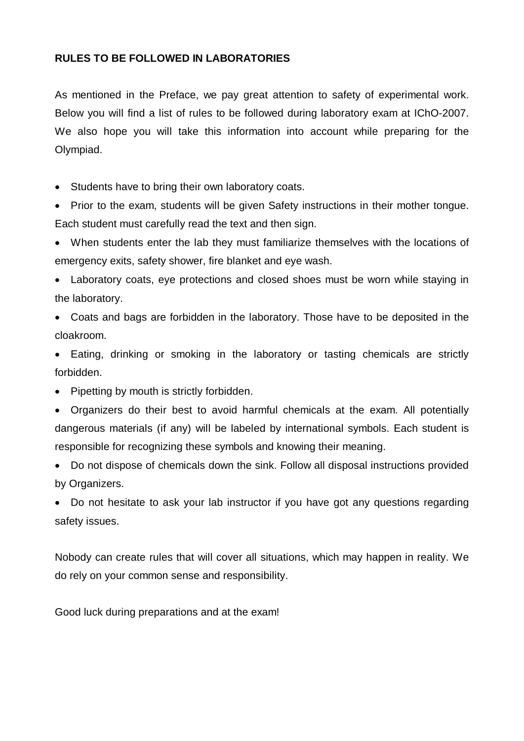**RULES TO BE FOLLOWED IN LABORATORIES**

As mentioned in the Preface, we pay great attention to safety of experimental work. Below you will find a list of rules to be followed during laboratory exam at IChO-2007. We also hope you will take this information into account while preparing for the Olympiad.

- Students have to bring their own laboratory coats.
- Prior to the exam, students will be given Safety instructions in their mother tongue. Each student must carefully read the text and then sign.
- When students enter the lab they must familiarize themselves with the locations of emergency exits, safety shower, fire blanket and eye wash.
- Laboratory coats, eye protections and closed shoes must be worn while staying in the laboratory.
- Coats and bags are forbidden in the laboratory. Those have to be deposited in the cloakroom.
- Eating, drinking or smoking in the laboratory or tasting chemicals are strictly forbidden.
- Pipetting by mouth is strictly forbidden.
- Organizers do their best to avoid harmful chemicals at the exam. All potentially dangerous materials (if any) will be labeled by international symbols. Each student is responsible for recognizing these symbols and knowing their meaning.
- Do not dispose of chemicals down the sink. Follow all disposal instructions provided by Organizers.
- Do not hesitate to ask your lab instructor if you have got any questions regarding safety issues.

Nobody can create rules that will cover all situations, which may happen in reality. We do rely on your common sense and responsibility.

Good luck during preparations and at the exam!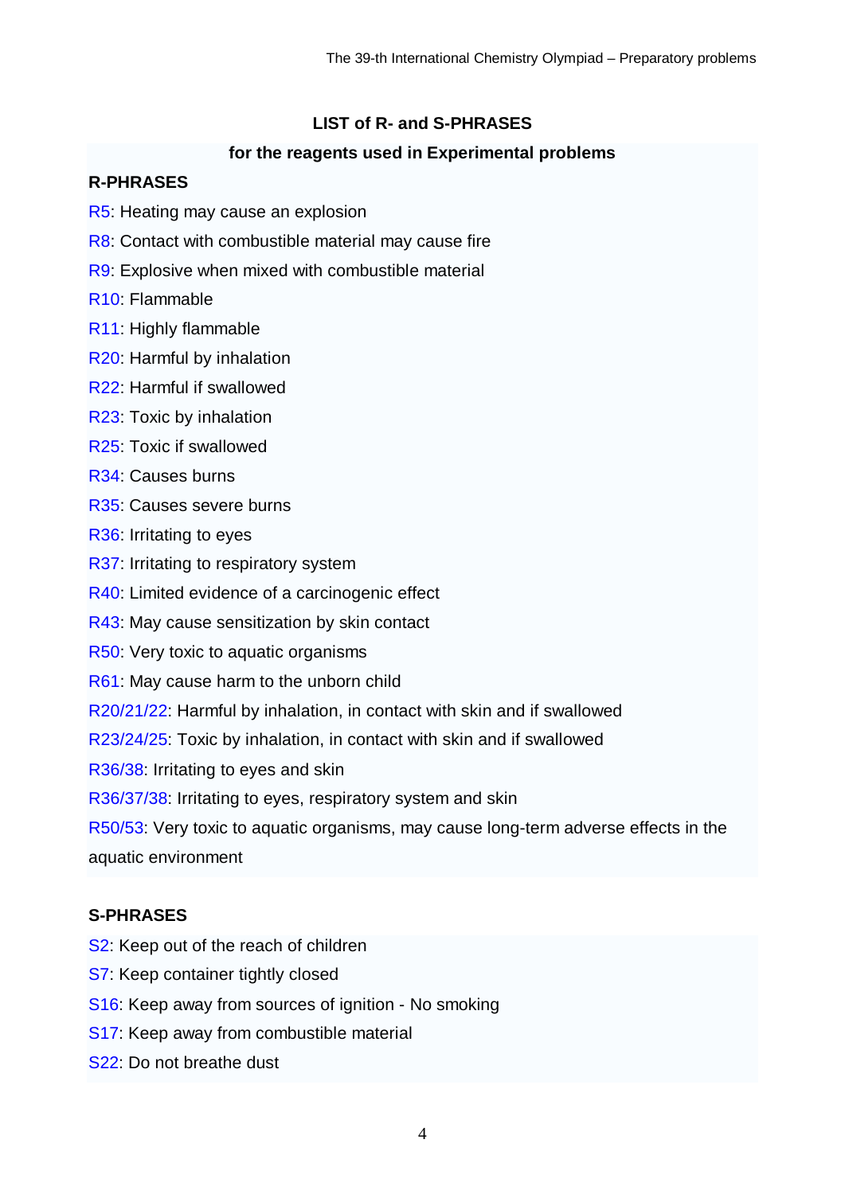## LIST of R- and S-PHRASES

### for the reagents used in Experimental problems

**R-PHRASES**

R5: Heating may cause an explosion

R8: Contact with combustible material may cause fire

R9: Explosive when mixed with combustible material

R10: Flammable

R11: Highly flammable

R20: Harmful by inhalation

R22: Harmful if swallowed

R23: Toxic by inhalation

R25: Toxic if swallowed

R34: Causes burns

R35: Causes severe burns

R36: Irritating to eyes

R37: Irritating to respiratory system

R40: Limited evidence of a carcinogenic effect

R43: May cause sensitization by skin contact

R50: Very toxic to aquatic organisms

R61: May cause harm to the unborn child

R20/21/22: Harmful by inhalation, in contact with skin and if swallowed

R23/24/25: Toxic by inhalation, in contact with skin and if swallowed

R36/38: Irritating to eyes and skin

R36/37/38: Irritating to eyes, respiratory system and skin

R50/53: Very toxic to aquatic organisms, may cause long-term adverse effects in the aquatic environment

**S-PHRASES**

S2: Keep out of the reach of children

S7: Keep container tightly closed

S16: Keep away from sources of ignition - No smoking

S17: Keep away from combustible material

S22: Do not breathe dust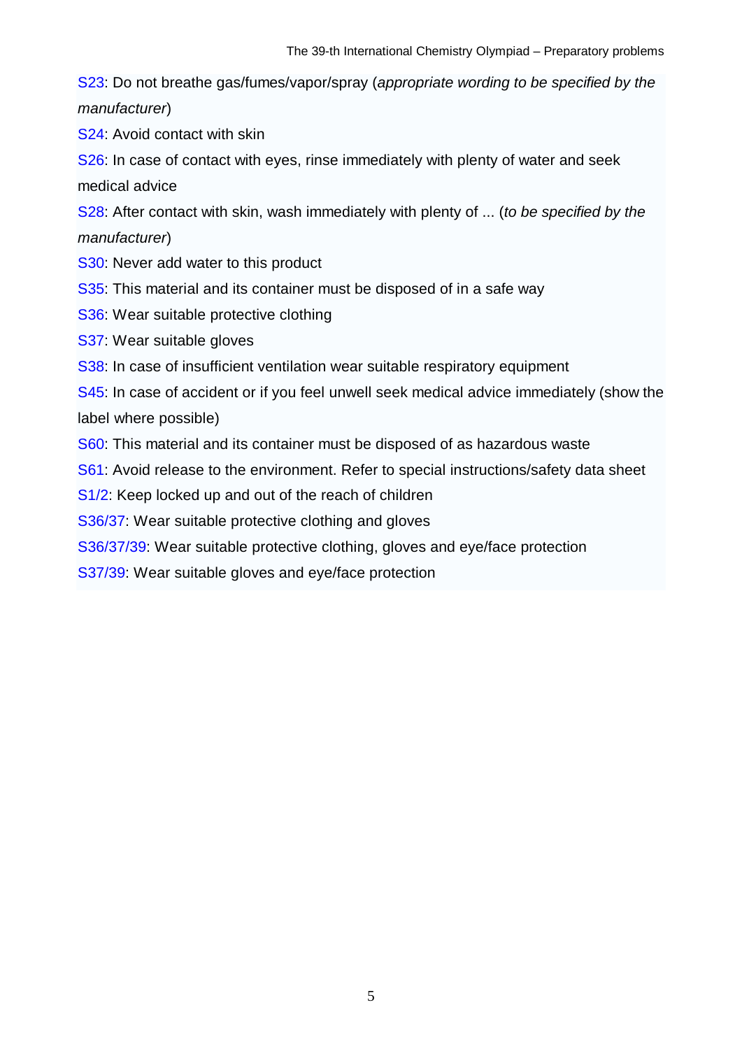S23: Do not breathe gas/fumes/vapor/spray (*appropriate wording to be specified by the manufacturer*)

S24: Avoid contact with skin

S26: In case of contact with eyes, rinse immediately with plenty of water and seek medical advice

S28: After contact with skin, wash immediately with plenty of ... (*to be specified by the manufacturer*)

S30: Never add water to this product

S35: This material and its container must be disposed of in a safe way

S36: Wear suitable protective clothing

S37: Wear suitable gloves

S38: In case of insufficient ventilation wear suitable respiratory equipment

S45: In case of accident or if you feel unwell seek medical advice immediately (show the label where possible)

S60: This material and its container must be disposed of as hazardous waste

S61: Avoid release to the environment. Refer to special instructions/safety data sheet

S1/2: Keep locked up and out of the reach of children

S36/37: Wear suitable protective clothing and gloves

S36/37/39: Wear suitable protective clothing, gloves and eye/face protection

S37/39: Wear suitable gloves and eye/face protection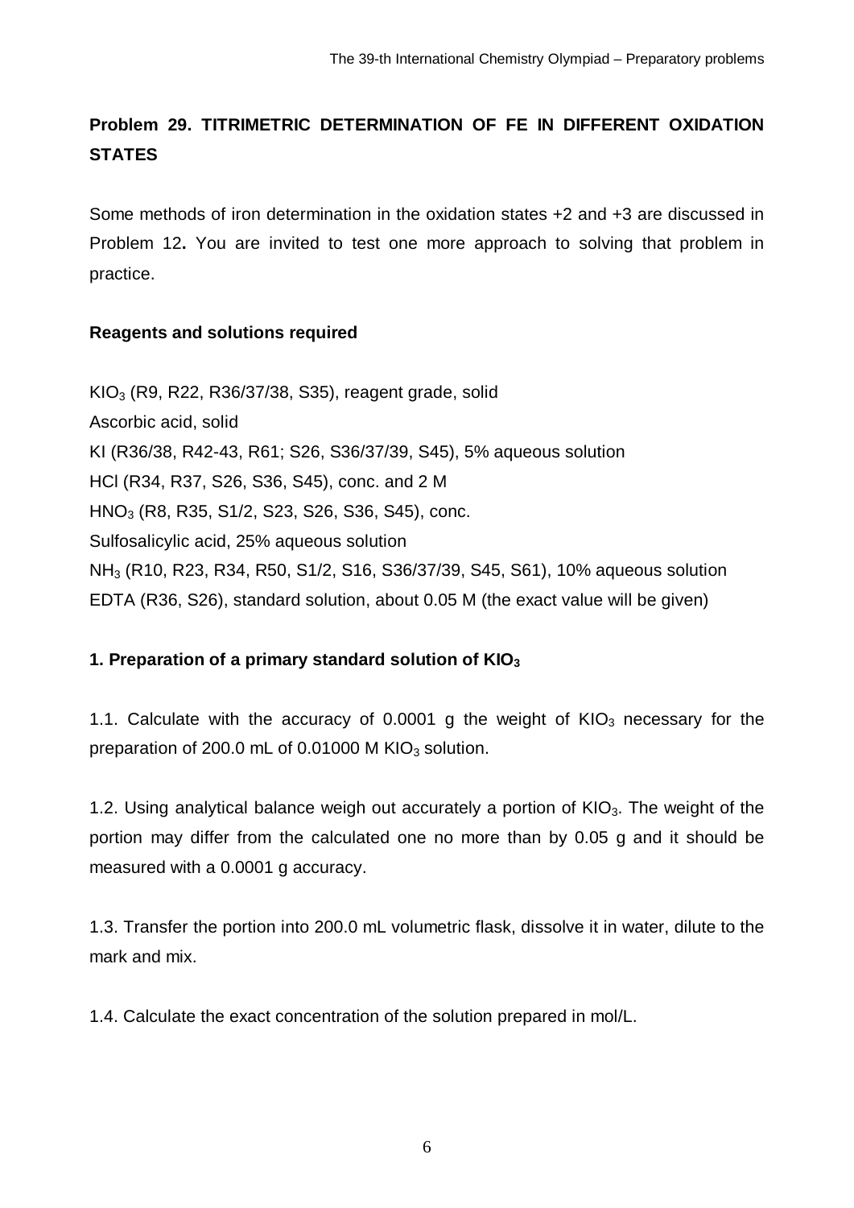## Problem 29. TITRIMETRIC DETERMINATION OF FE IN DIFFERENT OXIDATION STATES

Some methods of iron determination in the oxidation states +2 and +3 are discussed in Problem 12**.** You are invited to test one more approach to solving that problem in practice.

### Reagents and solutions required

$KIO_3$ (R9, R22, R36/37/38, S35), reagent grade, solid
Ascorbic acid, solid
KI (R36/38, R42-43, R61; S26, S36/37/39, S45), 5% aqueous solution
HCl (R34, R37, S26, S36, S45), conc. and 2 M
$HNO_3$ (R8, R35, S1/2, S23, S26, S36, S45), conc.
Sulfosalicylic acid, 25% aqueous solution
$NH_3$ (R10, R23, R34, R50, S1/2, S16, S36/37/39, S45, S61), 10% aqueous solution
EDTA (R36, S26), standard solution, about 0.05 M (the exact value will be given)

### 1. Preparation of a primary standard solution of $KIO_3$

1.1. Calculate with the accuracy of 0.0001 g the weight of $KIO_3$ necessary for the preparation of 200.0 mL of 0.01000 M $KIO_3$ solution.

1.2. Using analytical balance weigh out accurately a portion of $KIO_3$. The weight of the portion may differ from the calculated one no more than by 0.05 g and it should be measured with a 0.0001 g accuracy.

1.3. Transfer the portion into 200.0 mL volumetric flask, dissolve it in water, dilute to the mark and mix.

1.4. Calculate the exact concentration of the solution prepared in mol/L.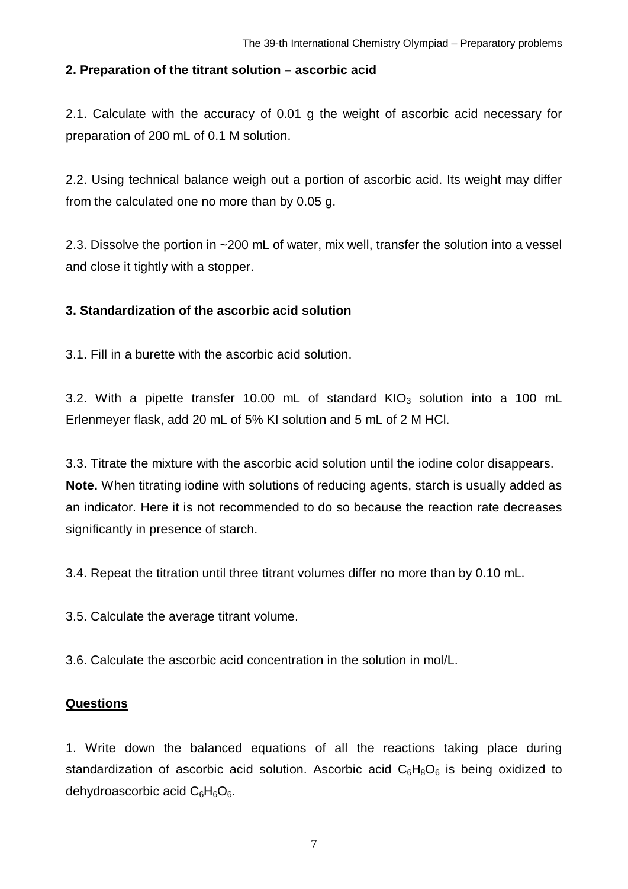### 2. Preparation of the titrant solution – ascorbic acid

2.1. Calculate with the accuracy of 0.01 g the weight of ascorbic acid necessary for preparation of 200 mL of 0.1 M solution.

2.2. Using technical balance weigh out a portion of ascorbic acid. Its weight may differ from the calculated one no more than by 0.05 g.

2.3. Dissolve the portion in ~200 mL of water, mix well, transfer the solution into a vessel and close it tightly with a stopper.

### 3. Standardization of the ascorbic acid solution

3.1. Fill in a burette with the ascorbic acid solution.

3.2. With a pipette transfer 10.00 mL of standard $KIO_3$ solution into a 100 mL Erlenmeyer flask, add 20 mL of 5% KI solution and 5 mL of 2 M HCl.

3.3. Titrate the mixture with the ascorbic acid solution until the iodine color disappears.
**Note.** When titrating iodine with solutions of reducing agents, starch is usually added as an indicator. Here it is not recommended to do so because the reaction rate decreases significantly in presence of starch.

3.4. Repeat the titration until three titrant volumes differ no more than by 0.10 mL.

3.5. Calculate the average titrant volume.

3.6. Calculate the ascorbic acid concentration in the solution in mol/L.

### Questions

1. Write down the balanced equations of all the reactions taking place during standardization of ascorbic acid solution. Ascorbic acid $C_6H_8O_6$ is being oxidized to dehydroascorbic acid $C_6H_6O_6$.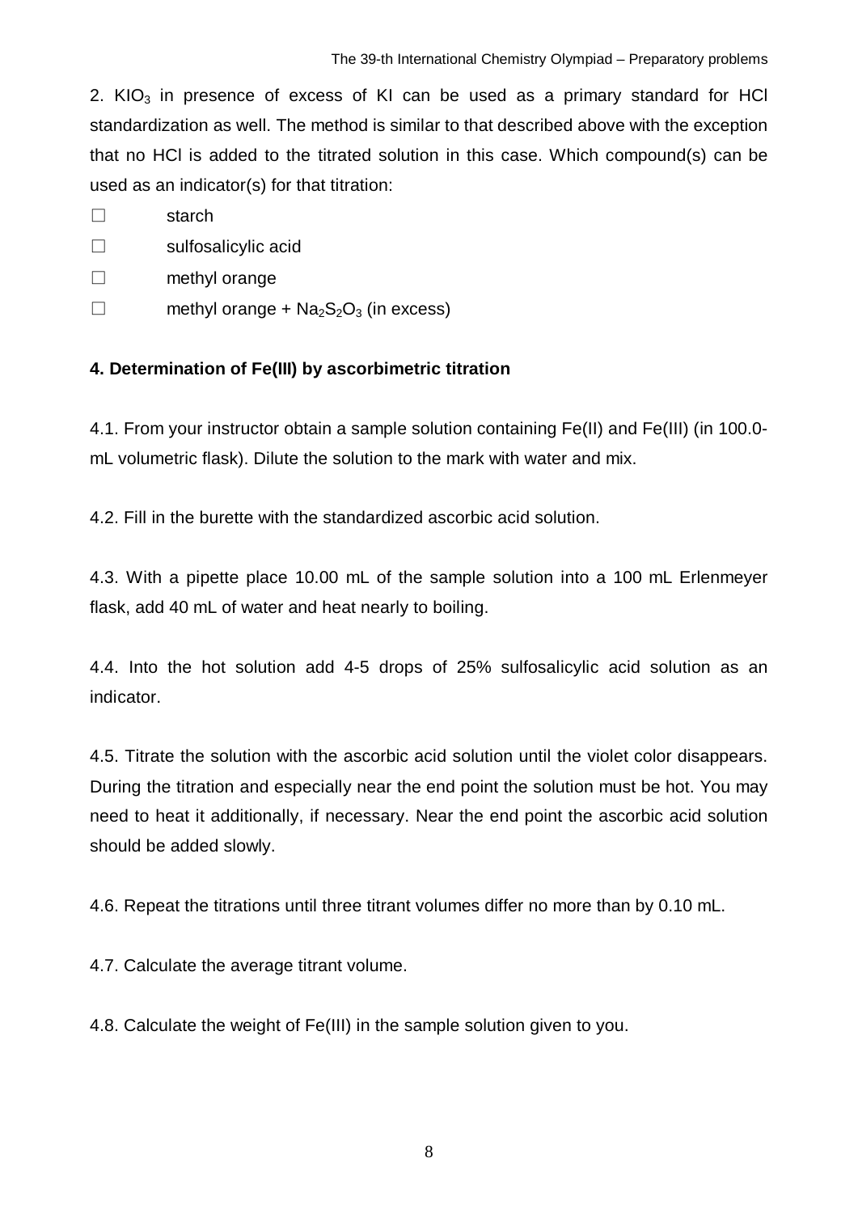2. $KIO_3$ in presence of excess of KI can be used as a primary standard for HCl standardization as well. The method is similar to that described above with the exception that no HCl is added to the titrated solution in this case. Which compound(s) can be used as an indicator(s) for that titration:

☐ starch

☐ sulfosalicylic acid

☐ methyl orange

☐ methyl orange + $Na_2S_2O_3$ (in excess)

**4. Determination of Fe(III) by ascorbimetric titration**

4.1. From your instructor obtain a sample solution containing Fe(II) and Fe(III) (in 100.0-mL volumetric flask). Dilute the solution to the mark with water and mix.

4.2. Fill in the burette with the standardized ascorbic acid solution.

4.3. With a pipette place 10.00 mL of the sample solution into a 100 mL Erlenmeyer flask, add 40 mL of water and heat nearly to boiling.

4.4. Into the hot solution add 4-5 drops of 25% sulfosalicylic acid solution as an indicator.

4.5. Titrate the solution with the ascorbic acid solution until the violet color disappears. During the titration and especially near the end point the solution must be hot. You may need to heat it additionally, if necessary. Near the end point the ascorbic acid solution should be added slowly.

4.6. Repeat the titrations until three titrant volumes differ no more than by 0.10 mL.

4.7. Calculate the average titrant volume.

4.8. Calculate the weight of Fe(III) in the sample solution given to you.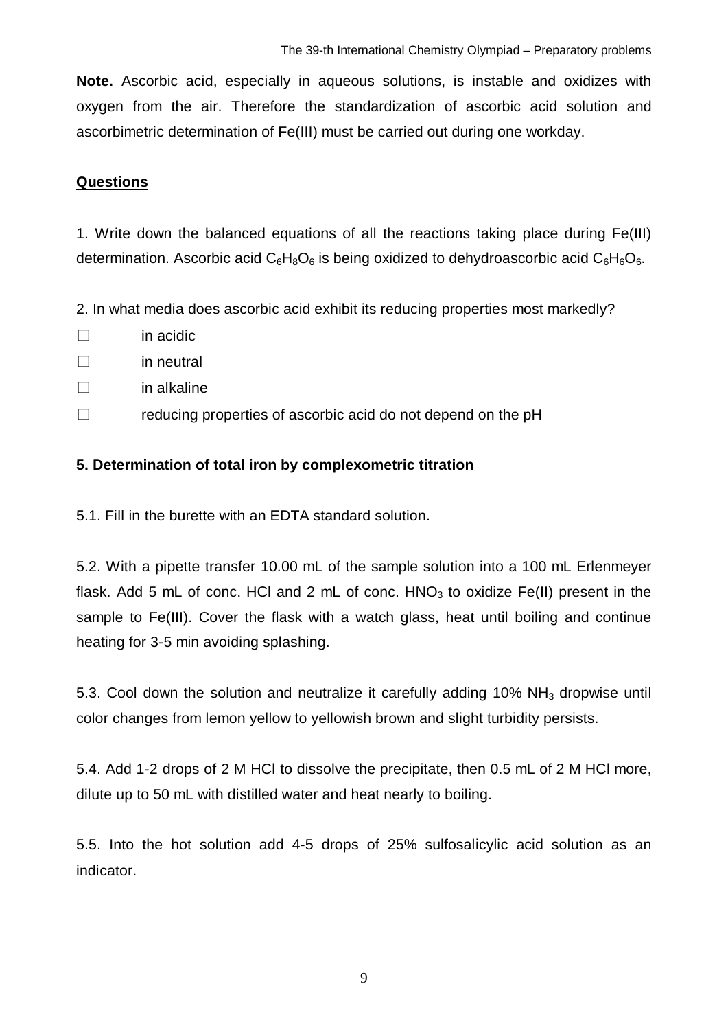**Note.** Ascorbic acid, especially in aqueous solutions, is instable and oxidizes with oxygen from the air. Therefore the standardization of ascorbic acid solution and ascorbimetric determination of Fe(III) must be carried out during one workday.

**Questions**

1. Write down the balanced equations of all the reactions taking place during Fe(III) determination. Ascorbic acid $C_6H_8O_6$ is being oxidized to dehydroascorbic acid $C_6H_6O_6$.

2. In what media does ascorbic acid exhibit its reducing properties most markedly?

☐ in acidic

☐ in neutral

☐ in alkaline

☐ reducing properties of ascorbic acid do not depend on the pH

### 5. Determination of total iron by complexometric titration

5.1. Fill in the burette with an EDTA standard solution.

5.2. With a pipette transfer 10.00 mL of the sample solution into a 100 mL Erlenmeyer flask. Add 5 mL of conc. HCl and 2 mL of conc. $HNO_3$ to oxidize Fe(II) present in the sample to Fe(III). Cover the flask with a watch glass, heat until boiling and continue heating for 3-5 min avoiding splashing.

5.3. Cool down the solution and neutralize it carefully adding 10% $NH_3$ dropwise until color changes from lemon yellow to yellowish brown and slight turbidity persists.

5.4. Add 1-2 drops of 2 M HCl to dissolve the precipitate, then 0.5 mL of 2 M HCl more, dilute up to 50 mL with distilled water and heat nearly to boiling.

5.5. Into the hot solution add 4-5 drops of 25% sulfosalicylic acid solution as an indicator.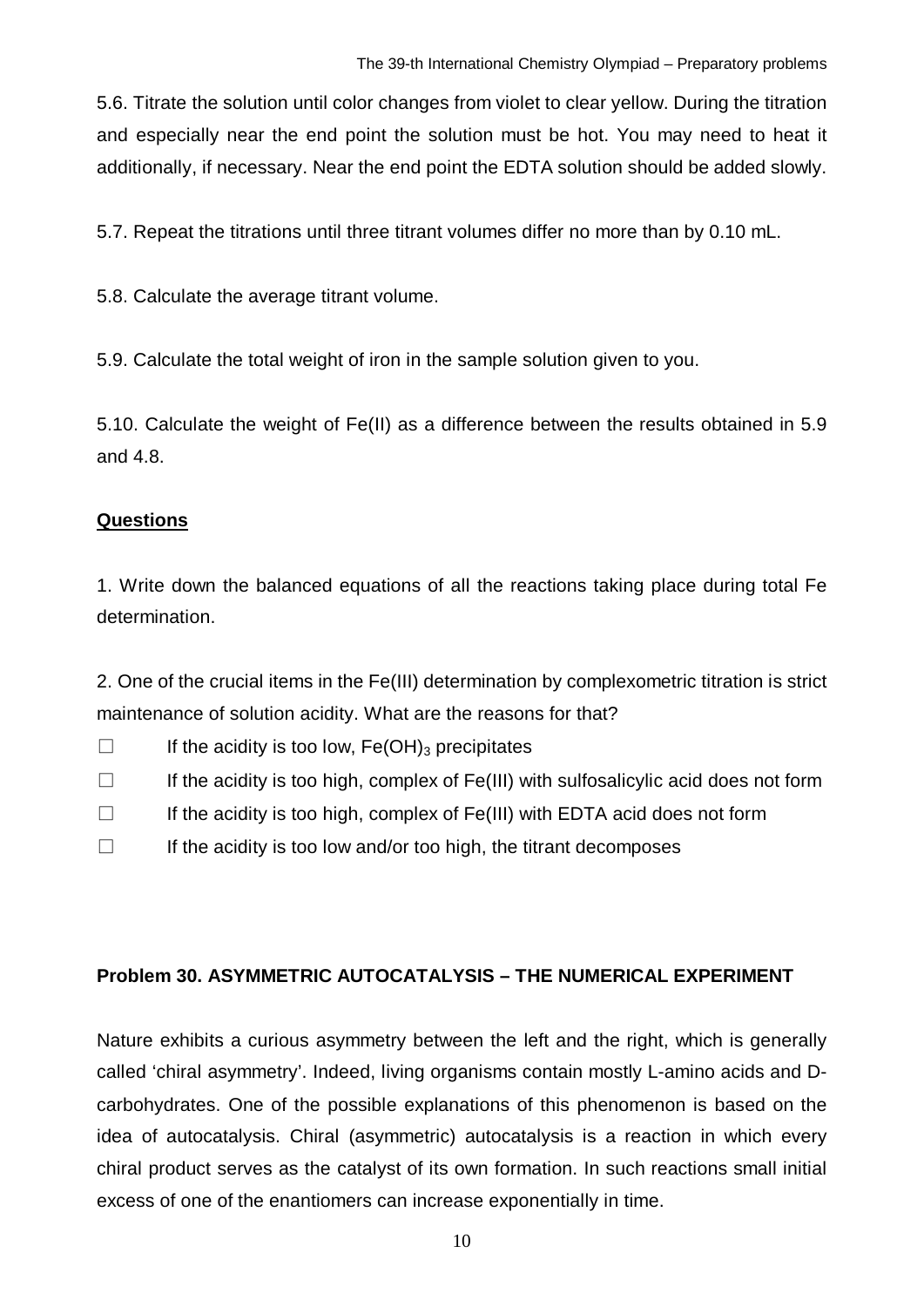5.6. Titrate the solution until color changes from violet to clear yellow. During the titration and especially near the end point the solution must be hot. You may need to heat it additionally, if necessary. Near the end point the EDTA solution should be added slowly.

5.7. Repeat the titrations until three titrant volumes differ no more than by 0.10 mL.

5.8. Calculate the average titrant volume.

5.9. Calculate the total weight of iron in the sample solution given to you.

5.10. Calculate the weight of Fe(II) as a difference between the results obtained in 5.9 and 4.8.

**Questions**

1. Write down the balanced equations of all the reactions taking place during total Fe determination.

2. One of the crucial items in the Fe(III) determination by complexometric titration is strict maintenance of solution acidity. What are the reasons for that?

☐ If the acidity is too low, $Fe(OH)_3$ precipitates

☐ If the acidity is too high, complex of Fe(III) with sulfosalicylic acid does not form

☐ If the acidity is too high, complex of Fe(III) with EDTA acid does not form

☐ If the acidity is too low and/or too high, the titrant decomposes

### Problem 30. ASYMMETRIC AUTOCATALYSIS – THE NUMERICAL EXPERIMENT

Nature exhibits a curious asymmetry between the left and the right, which is generally called 'chiral asymmetry'. Indeed, living organisms contain mostly L-amino acids and D-carbohydrates. One of the possible explanations of this phenomenon is based on the idea of autocatalysis. Chiral (asymmetric) autocatalysis is a reaction in which every chiral product serves as the catalyst of its own formation. In such reactions small initial excess of one of the enantiomers can increase exponentially in time.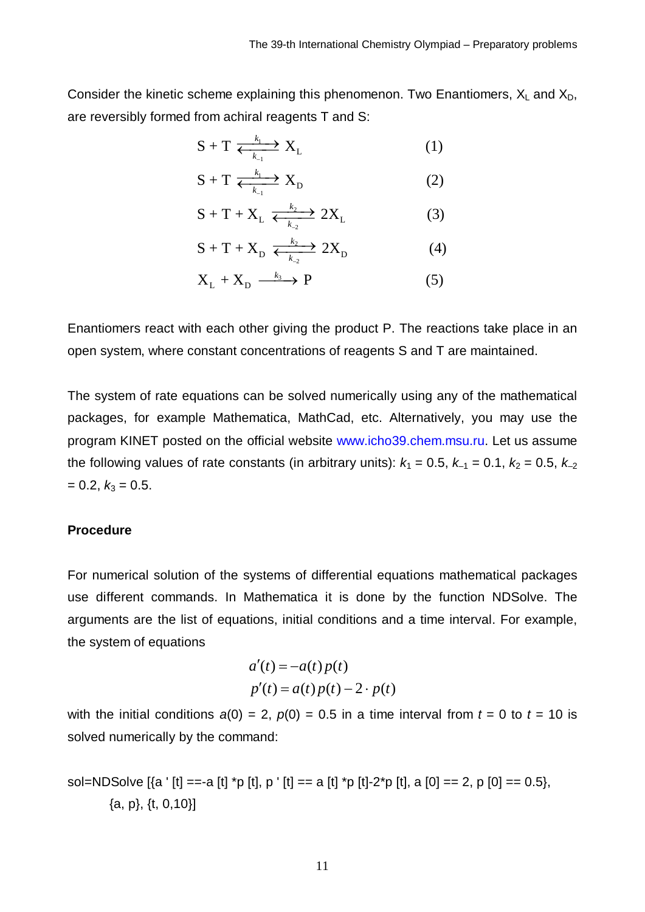Consider the kinetic scheme explaining this phenomenon. Two Enantiomers, $X_L$ and $X_D$, are reversibly formed from achiral reagents T and S:

$$\mathrm{S + T \underset{k_{-1}}{\overset{k_1}{\rightleftarrows}} X_L} \qquad (1)$$

$$\mathrm{S + T \underset{k_{-1}}{\overset{k_1}{\rightleftarrows}} X_D} \qquad (2)$$

$$\mathrm{S + T + X_L \underset{k_{-2}}{\overset{k_2}{\rightleftarrows}} 2X_L} \qquad (3)$$

$$\mathrm{S + T + X_D \underset{k_{-2}}{\overset{k_2}{\rightleftarrows}} 2X_D} \qquad (4)$$

$$\mathrm{X_L + X_D \xrightarrow{k_3} P} \qquad (5)$$

Enantiomers react with each other giving the product P. The reactions take place in an open system, where constant concentrations of reagents S and T are maintained.

The system of rate equations can be solved numerically using any of the mathematical packages, for example Mathematica, MathCad, etc. Alternatively, you may use the program KINET posted on the official website www.icho39.chem.msu.ru. Let us assume the following values of rate constants (in arbitrary units): $k_1 = 0.5$, $k_{-1} = 0.1$, $k_2 = 0.5$, $k_{-2} = 0.2$, $k_3 = 0.5$.

### Procedure

For numerical solution of the systems of differential equations mathematical packages use different commands. In Mathematica it is done by the function NDSolve. The arguments are the list of equations, initial conditions and a time interval. For example, the system of equations

$$a'(t) = -a(t)\,p(t)$$
$$p'(t) = a(t)\,p(t) - 2 \cdot p(t)$$

with the initial conditions $a(0) = 2$, $p(0) = 0.5$ in a time interval from $t = 0$ to $t = 10$ is solved numerically by the command:

```
sol=NDSolve [{a ' [t] ==-a [t] *p [t], p ' [t] == a [t] *p [t]-2*p [t], a [0] == 2, p [0] == 0.5},
    {a, p}, {t, 0,10}]
```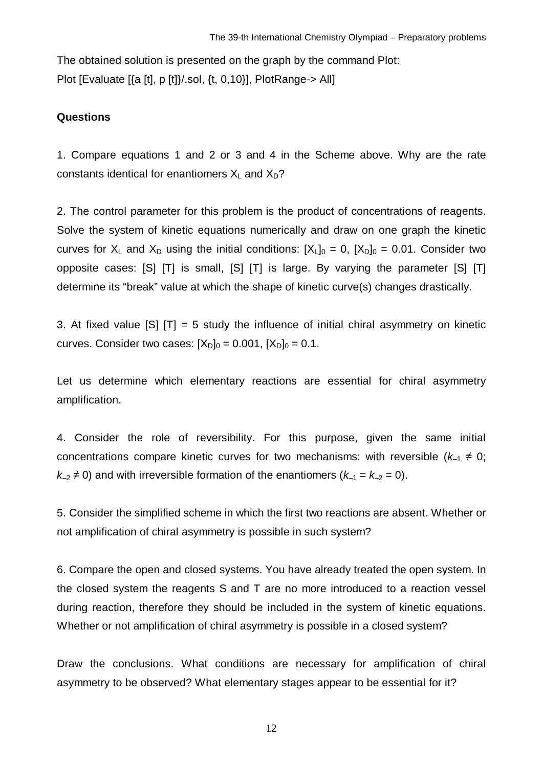The obtained solution is presented on the graph by the command Plot:

```
Plot [Evaluate [{a [t], p [t]}/.sol, {t, 0,10}], PlotRange-> All]
```

**Questions**

1. Compare equations 1 and 2 or 3 and 4 in the Scheme above. Why are the rate constants identical for enantiomers $X_L$ and $X_D$?

2. The control parameter for this problem is the product of concentrations of reagents. Solve the system of kinetic equations numerically and draw on one graph the kinetic curves for $X_L$ and $X_D$ using the initial conditions: $[X_L]_0 = 0$, $[X_D]_0 = 0.01$. Consider two opposite cases: [S] [T] is small, [S] [T] is large. By varying the parameter [S] [T] determine its "break" value at which the shape of kinetic curve(s) changes drastically.

3. At fixed value [S] [T] = 5 study the influence of initial chiral asymmetry on kinetic curves. Consider two cases: $[X_D]_0 = 0.001$, $[X_D]_0 = 0.1$.

Let us determine which elementary reactions are essential for chiral asymmetry amplification.

4. Consider the role of reversibility. For this purpose, given the same initial concentrations compare kinetic curves for two mechanisms: with reversible ($k_{-1} \neq 0$; $k_{-2} \neq 0$) and with irreversible formation of the enantiomers ($k_{-1} = k_{-2} = 0$).

5. Consider the simplified scheme in which the first two reactions are absent. Whether or not amplification of chiral asymmetry is possible in such system?

6. Compare the open and closed systems. You have already treated the open system. In the closed system the reagents S and T are no more introduced to a reaction vessel during reaction, therefore they should be included in the system of kinetic equations. Whether or not amplification of chiral asymmetry is possible in a closed system?

Draw the conclusions. What conditions are necessary for amplification of chiral asymmetry to be observed? What elementary stages appear to be essential for it?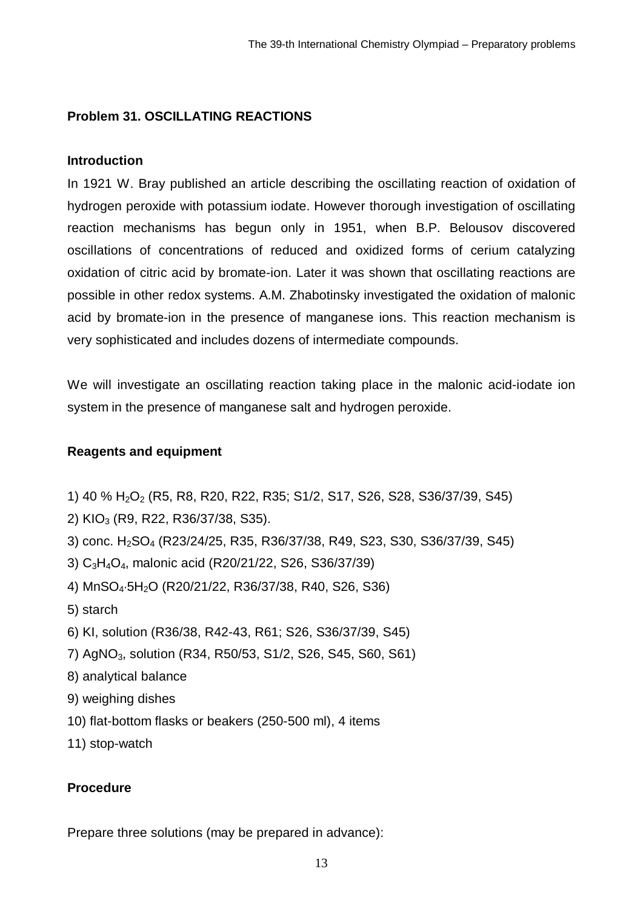## Problem 31. OSCILLATING REACTIONS

### Introduction

In 1921 W. Bray published an article describing the oscillating reaction of oxidation of hydrogen peroxide with potassium iodate. However thorough investigation of oscillating reaction mechanisms has begun only in 1951, when B.P. Belousov discovered oscillations of concentrations of reduced and oxidized forms of cerium catalyzing oxidation of citric acid by bromate-ion. Later it was shown that oscillating reactions are possible in other redox systems. A.M. Zhabotinsky investigated the oxidation of malonic acid by bromate-ion in the presence of manganese ions. This reaction mechanism is very sophisticated and includes dozens of intermediate compounds.

We will investigate an oscillating reaction taking place in the malonic acid-iodate ion system in the presence of manganese salt and hydrogen peroxide.

### Reagents and equipment

1) 40 % $H_2O_2$ (R5, R8, R20, R22, R35; S1/2, S17, S26, S28, S36/37/39, S45)
2) $KIO_3$ (R9, R22, R36/37/38, S35).
3) conc. $H_2SO_4$ (R23/24/25, R35, R36/37/38, R49, S23, S30, S36/37/39, S45)
3) $C_3H_4O_4$, malonic acid (R20/21/22, S26, S36/37/39)
4) $MnSO_4 \cdot 5H_2O$ (R20/21/22, R36/37/38, R40, S26, S36)
5) starch
6) KI, solution (R36/38, R42-43, R61; S26, S36/37/39, S45)
7) $AgNO_3$, solution (R34, R50/53, S1/2, S26, S45, S60, S61)
8) analytical balance
9) weighing dishes
10) flat-bottom flasks or beakers (250-500 ml), 4 items
11) stop-watch

### Procedure

Prepare three solutions (may be prepared in advance):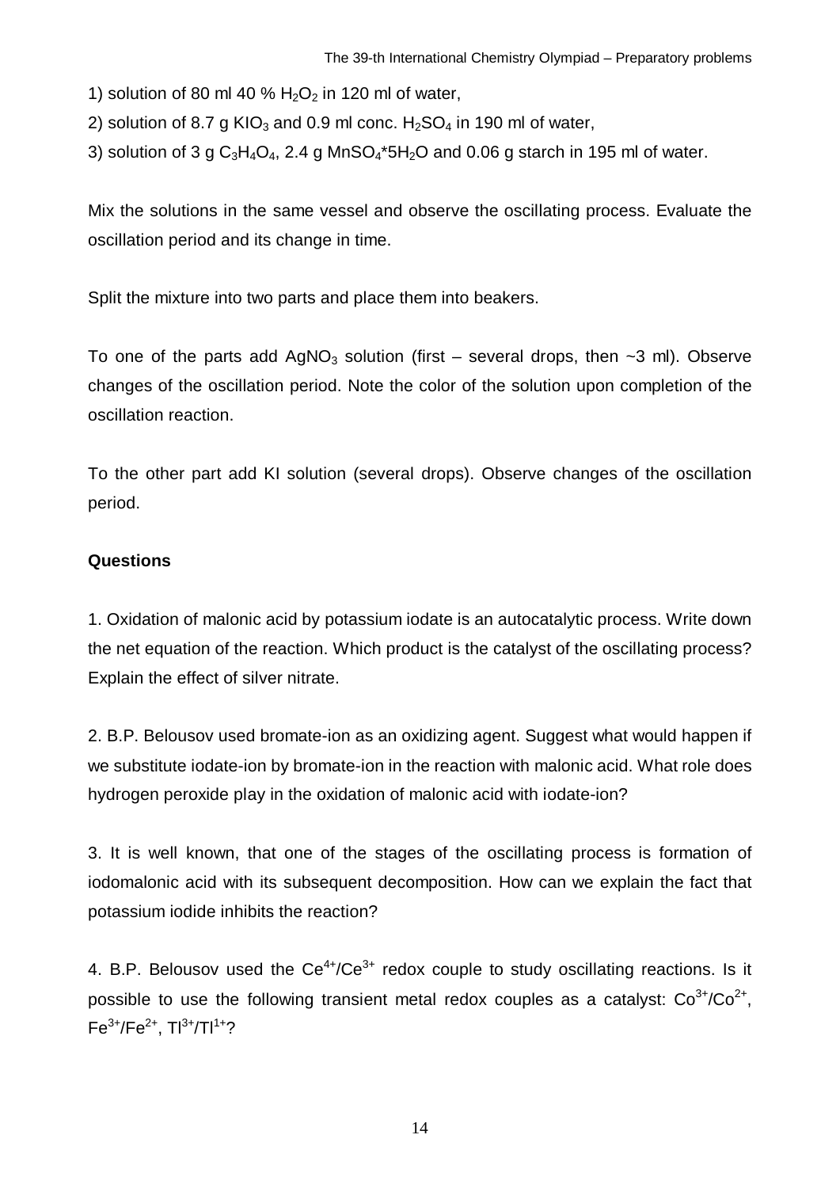1) solution of 80 ml 40 % $H_2O_2$ in 120 ml of water,

2) solution of 8.7 g $KIO_3$ and 0.9 ml conc. $H_2SO_4$ in 190 ml of water,

3) solution of 3 g $C_3H_4O_4$, 2.4 g $MnSO_4$*$5H_2O$ and 0.06 g starch in 195 ml of water.

Mix the solutions in the same vessel and observe the oscillating process. Evaluate the oscillation period and its change in time.

Split the mixture into two parts and place them into beakers.

To one of the parts add $AgNO_3$ solution (first – several drops, then ~3 ml). Observe changes of the oscillation period. Note the color of the solution upon completion of the oscillation reaction.

To the other part add KI solution (several drops). Observe changes of the oscillation period.

**Questions**

1. Oxidation of malonic acid by potassium iodate is an autocatalytic process. Write down the net equation of the reaction. Which product is the catalyst of the oscillating process? Explain the effect of silver nitrate.

2. B.P. Belousov used bromate-ion as an oxidizing agent. Suggest what would happen if we substitute iodate-ion by bromate-ion in the reaction with malonic acid. What role does hydrogen peroxide play in the oxidation of malonic acid with iodate-ion?

3. It is well known, that one of the stages of the oscillating process is formation of iodomalonic acid with its subsequent decomposition. How can we explain the fact that potassium iodide inhibits the reaction?

4. B.P. Belousov used the $Ce^{4+}/Ce^{3+}$ redox couple to study oscillating reactions. Is it possible to use the following transient metal redox couples as a catalyst: $Co^{3+}/Co^{2+}$, $Fe^{3+}/Fe^{2+}$, $Tl^{3+}/Tl^{1+}$?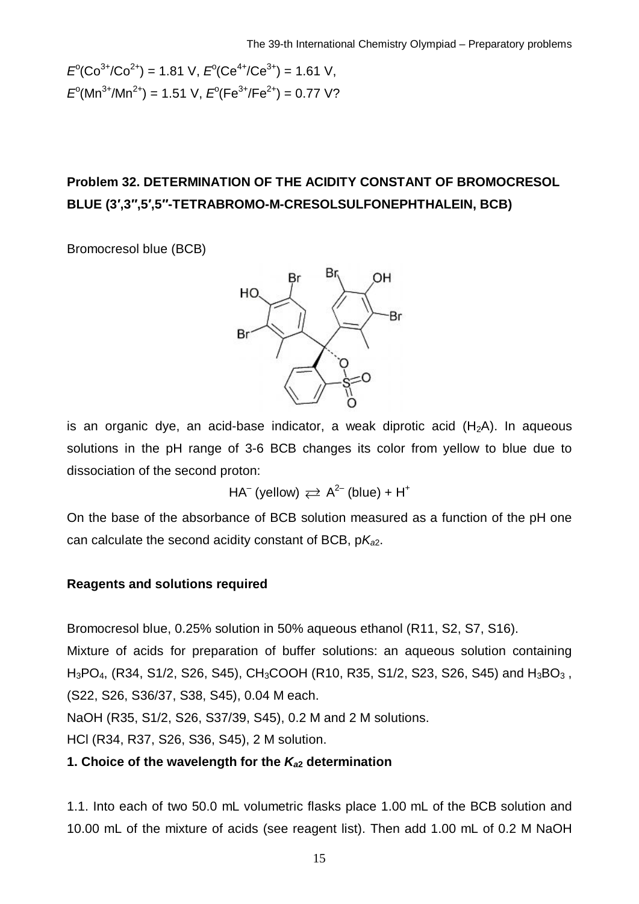$E^o(Co^{3+}/Co^{2+})$ = 1.81 V, $E^o(Ce^{4+}/Ce^{3+})$ = 1.61 V,
$E^o(Mn^{3+}/Mn^{2+})$ = 1.51 V, $E^o(Fe^{3+}/Fe^{2+})$ = 0.77 V?

## Problem 32. DETERMINATION OF THE ACIDITY CONSTANT OF BROMOCRESOL BLUE (3′,3″,5′,5″-TETRABROMO-M-CRESOLSULFONEPHTHALEIN, BCB)

Bromocresol blue (BCB)

is an organic dye, an acid-base indicator, a weak diprotic acid ($H_2A$). In aqueous solutions in the pH range of 3-6 BCB changes its color from yellow to blue due to dissociation of the second proton:

$$HA^- \text{ (yellow)} \rightleftarrows A^{2-} \text{ (blue)} + H^+$$

On the base of the absorbance of BCB solution measured as a function of the pH one can calculate the second acidity constant of BCB, $pK_{a2}$.

### Reagents and solutions required

Bromocresol blue, 0.25% solution in 50% aqueous ethanol (R11, S2, S7, S16).

Mixture of acids for preparation of buffer solutions: an aqueous solution containing $H_3PO_4$, (R34, S1/2, S26, S45), $CH_3COOH$ (R10, R35, S1/2, S23, S26, S45) and $H_3BO_3$ , (S22, S26, S36/37, S38, S45), 0.04 M each.

NaOH (R35, S1/2, S26, S37/39, S45), 0.2 M and 2 M solutions.

HCl (R34, R37, S26, S36, S45), 2 M solution.

### 1. Choice of the wavelength for the $K_{a2}$ determination

1.1. Into each of two 50.0 mL volumetric flasks place 1.00 mL of the BCB solution and 10.00 mL of the mixture of acids (see reagent list). Then add 1.00 mL of 0.2 M NaOH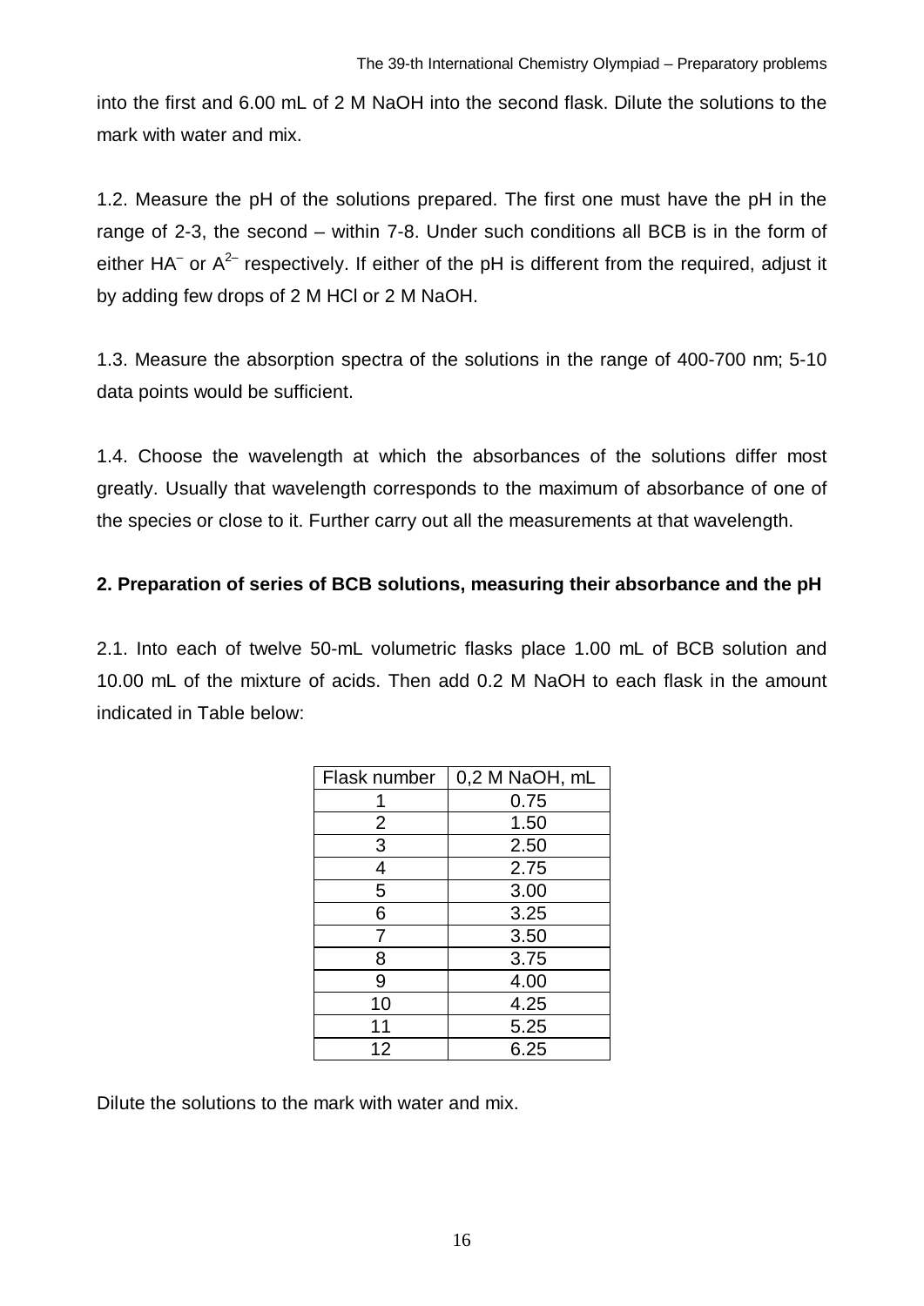into the first and 6.00 mL of 2 M NaOH into the second flask. Dilute the solutions to the mark with water and mix.

1.2. Measure the pH of the solutions prepared. The first one must have the pH in the range of 2-3, the second – within 7-8. Under such conditions all BCB is in the form of either $HA^-$ or $A^{2-}$ respectively. If either of the pH is different from the required, adjust it by adding few drops of 2 M HCl or 2 M NaOH.

1.3. Measure the absorption spectra of the solutions in the range of 400-700 nm; 5-10 data points would be sufficient.

1.4. Choose the wavelength at which the absorbances of the solutions differ most greatly. Usually that wavelength corresponds to the maximum of absorbance of one of the species or close to it. Further carry out all the measurements at that wavelength.

**2. Preparation of series of BCB solutions, measuring their absorbance and the pH**

2.1. Into each of twelve 50-mL volumetric flasks place 1.00 mL of BCB solution and 10.00 mL of the mixture of acids. Then add 0.2 M NaOH to each flask in the amount indicated in Table below:

| Flask number | 0,2 M NaOH, mL |
|---|---|
| 1 | 0.75 |
| 2 | 1.50 |
| 3 | 2.50 |
| 4 | 2.75 |
| 5 | 3.00 |
| 6 | 3.25 |
| 7 | 3.50 |
| 8 | 3.75 |
| 9 | 4.00 |
| 10 | 4.25 |
| 11 | 5.25 |
| 12 | 6.25 |

Dilute the solutions to the mark with water and mix.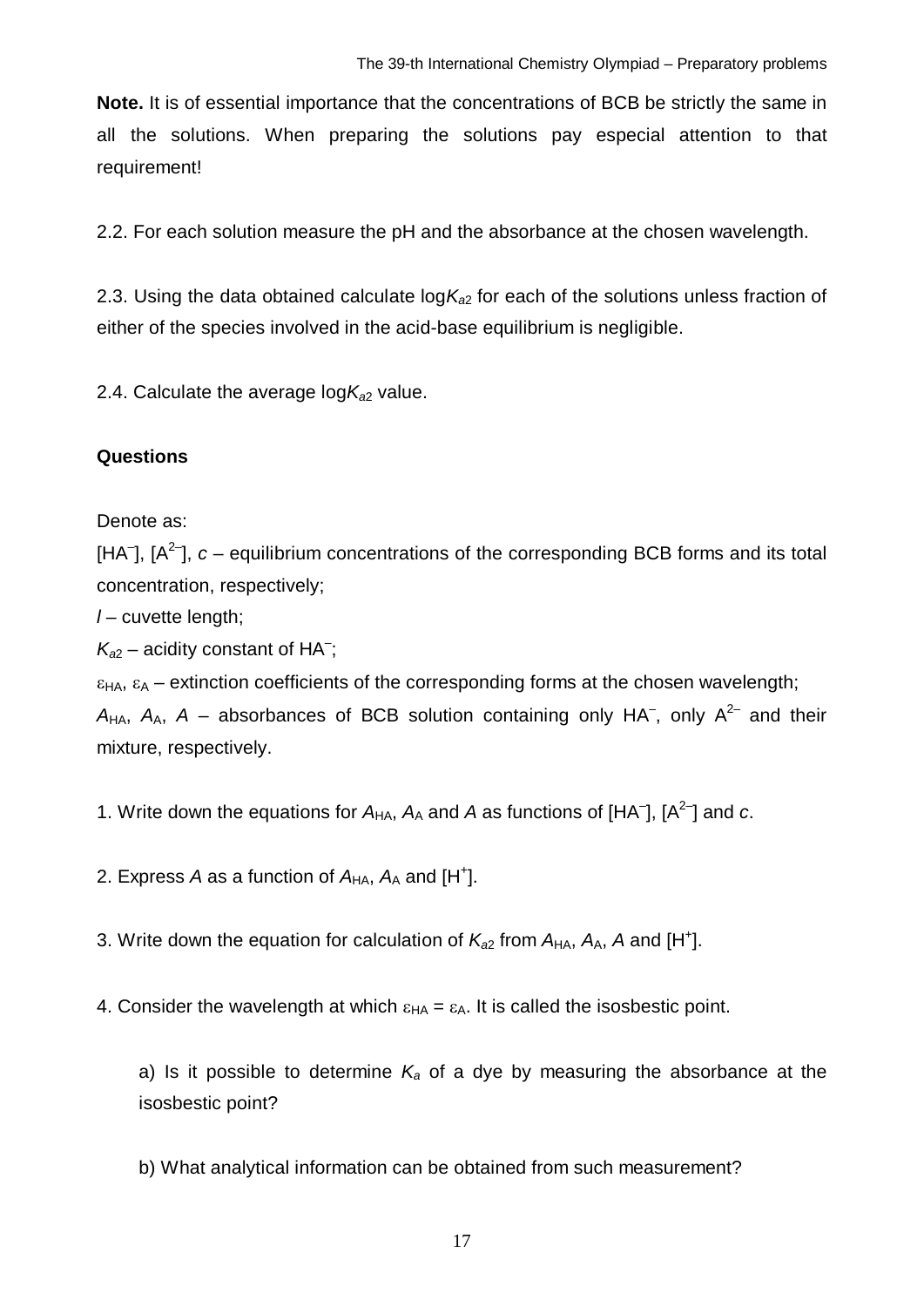**Note.** It is of essential importance that the concentrations of BCB be strictly the same in all the solutions. When preparing the solutions pay especial attention to that requirement!

2.2. For each solution measure the pH and the absorbance at the chosen wavelength.

2.3. Using the data obtained calculate $\log K_{a2}$ for each of the solutions unless fraction of either of the species involved in the acid-base equilibrium is negligible.

2.4. Calculate the average $\log K_{a2}$ value.

**Questions**

Denote as:

$[HA^–]$, $[A^{2–}]$, $c$ – equilibrium concentrations of the corresponding BCB forms and its total concentration, respectively;

$l$ – cuvette length;

$K_{a2}$ – acidity constant of $HA^–$;

$\varepsilon_{HA}$, $\varepsilon_{A}$ – extinction coefficients of the corresponding forms at the chosen wavelength;

$A_{HA}$, $A_{A}$, $A$ – absorbances of BCB solution containing only $HA^–$, only $A^{2–}$ and their mixture, respectively.

1. Write down the equations for $A_{HA}$, $A_{A}$ and $A$ as functions of $[HA^–]$, $[A^{2–}]$ and $c$.

2. Express $A$ as a function of $A_{HA}$, $A_{A}$ and $[H^+]$.

3. Write down the equation for calculation of $K_{a2}$ from $A_{HA}$, $A_{A}$, $A$ and $[H^+]$.

4. Consider the wavelength at which $\varepsilon_{HA} = \varepsilon_{A}$. It is called the isosbestic point.

   a) Is it possible to determine $K_a$ of a dye by measuring the absorbance at the isosbestic point?

   b) What analytical information can be obtained from such measurement?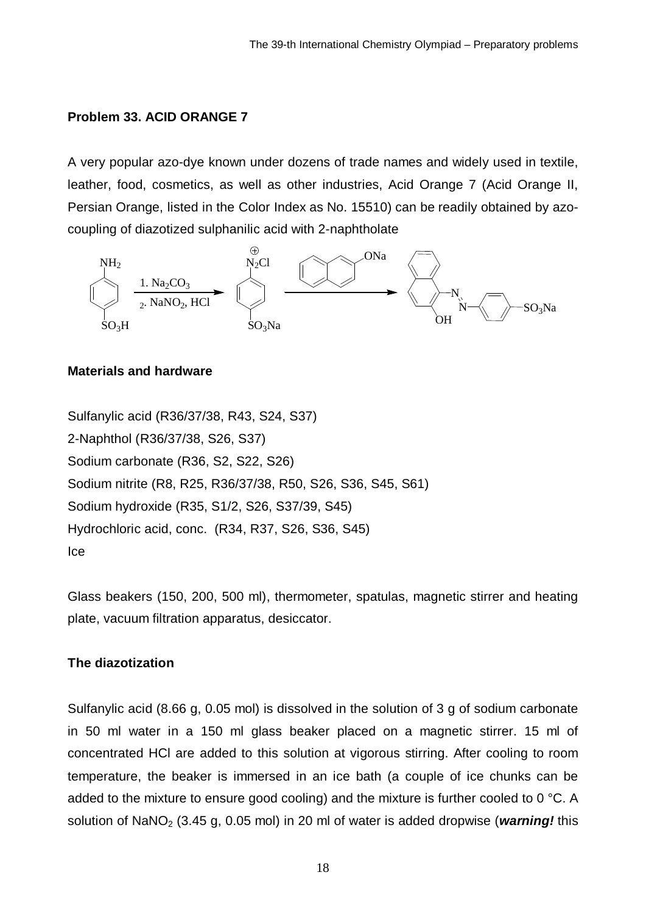## Problem 33. ACID ORANGE 7

A very popular azo-dye known under dozens of trade names and widely used in textile, leather, food, cosmetics, as well as other industries, Acid Orange 7 (Acid Orange II, Persian Orange, listed in the Color Index as No. 15510) can be readily obtained by azo-coupling of diazotized sulphanilic acid with 2-naphtholate

### Materials and hardware

Sulfanylic acid (R36/37/38, R43, S24, S37)
2-Naphthol (R36/37/38, S26, S37)
Sodium carbonate (R36, S2, S22, S26)
Sodium nitrite (R8, R25, R36/37/38, R50, S26, S36, S45, S61)
Sodium hydroxide (R35, S1/2, S26, S37/39, S45)
Hydrochloric acid, conc. (R34, R37, S26, S36, S45)
Ice

Glass beakers (150, 200, 500 ml), thermometer, spatulas, magnetic stirrer and heating plate, vacuum filtration apparatus, desiccator.

### The diazotization

Sulfanylic acid (8.66 g, 0.05 mol) is dissolved in the solution of 3 g of sodium carbonate in 50 ml water in a 150 ml glass beaker placed on a magnetic stirrer. 15 ml of concentrated HCl are added to this solution at vigorous stirring. After cooling to room temperature, the beaker is immersed in an ice bath (a couple of ice chunks can be added to the mixture to ensure good cooling) and the mixture is further cooled to 0 °C. A solution of $NaNO_2$ (3.45 g, 0.05 mol) in 20 ml of water is added dropwise (***warning!*** this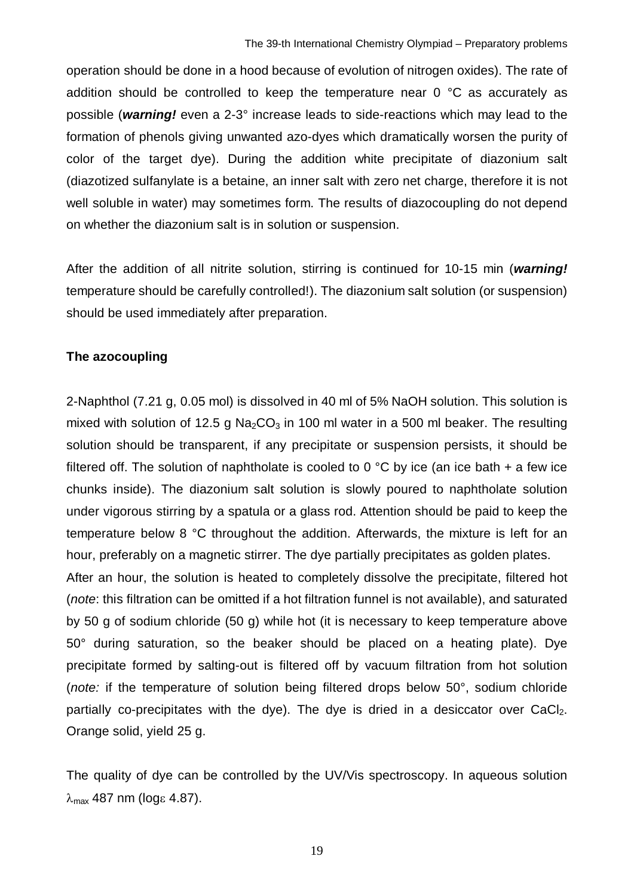operation should be done in a hood because of evolution of nitrogen oxides). The rate of addition should be controlled to keep the temperature near 0 °C as accurately as possible (***warning!*** even a 2-3° increase leads to side-reactions which may lead to the formation of phenols giving unwanted azo-dyes which dramatically worsen the purity of color of the target dye). During the addition white precipitate of diazonium salt (diazotized sulfanylate is a betaine, an inner salt with zero net charge, therefore it is not well soluble in water) may sometimes form. The results of diazocoupling do not depend on whether the diazonium salt is in solution or suspension.

After the addition of all nitrite solution, stirring is continued for 10-15 min (***warning!*** temperature should be carefully controlled!). The diazonium salt solution (or suspension) should be used immediately after preparation.

**The azocoupling**

2-Naphthol (7.21 g, 0.05 mol) is dissolved in 40 ml of 5% NaOH solution. This solution is mixed with solution of 12.5 g $Na_2CO_3$ in 100 ml water in a 500 ml beaker. The resulting solution should be transparent, if any precipitate or suspension persists, it should be filtered off. The solution of naphtholate is cooled to 0 °C by ice (an ice bath + a few ice chunks inside). The diazonium salt solution is slowly poured to naphtholate solution under vigorous stirring by a spatula or a glass rod. Attention should be paid to keep the temperature below 8 °C throughout the addition. Afterwards, the mixture is left for an hour, preferably on a magnetic stirrer. The dye partially precipitates as golden plates.

After an hour, the solution is heated to completely dissolve the precipitate, filtered hot (*note*: this filtration can be omitted if a hot filtration funnel is not available), and saturated by 50 g of sodium chloride (50 g) while hot (it is necessary to keep temperature above 50° during saturation, so the beaker should be placed on a heating plate). Dye precipitate formed by salting-out is filtered off by vacuum filtration from hot solution (*note:* if the temperature of solution being filtered drops below 50°, sodium chloride partially co-precipitates with the dye). The dye is dried in a desiccator over $CaCl_2$. Orange solid, yield 25 g.

The quality of dye can be controlled by the UV/Vis spectroscopy. In aqueous solution $\lambda_{max}$ 487 nm (log$\varepsilon$ 4.87).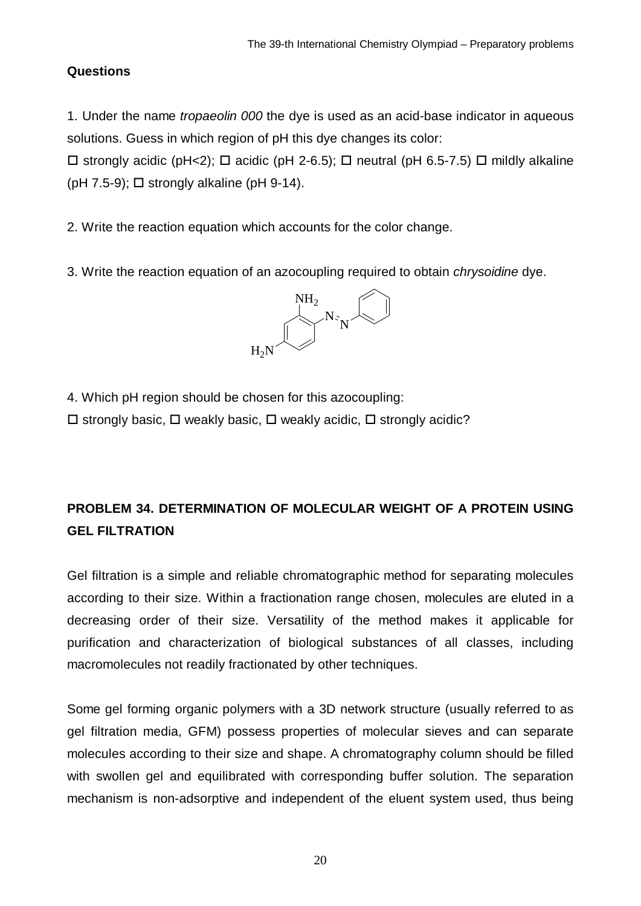## Questions

1. Under the name *tropaeolin 000* the dye is used as an acid-base indicator in aqueous solutions. Guess in which region of pH this dye changes its color:

☐ strongly acidic (pH<2); ☐ acidic (pH 2-6.5); ☐ neutral (pH 6.5-7.5) ☐ mildly alkaline (pH 7.5-9); ☐ strongly alkaline (pH 9-14).

2. Write the reaction equation which accounts for the color change.

3. Write the reaction equation of an azocoupling required to obtain *chrysoidine* dye.

4. Which pH region should be chosen for this azocoupling:

☐ strongly basic, ☐ weakly basic, ☐ weakly acidic, ☐ strongly acidic?

## PROBLEM 34. DETERMINATION OF MOLECULAR WEIGHT OF A PROTEIN USING GEL FILTRATION

Gel filtration is a simple and reliable chromatographic method for separating molecules according to their size. Within a fractionation range chosen, molecules are eluted in a decreasing order of their size. Versatility of the method makes it applicable for purification and characterization of biological substances of all classes, including macromolecules not readily fractionated by other techniques.

Some gel forming organic polymers with a 3D network structure (usually referred to as gel filtration media, GFM) possess properties of molecular sieves and can separate molecules according to their size and shape. A chromatography column should be filled with swollen gel and equilibrated with corresponding buffer solution. The separation mechanism is non-adsorptive and independent of the eluent system used, thus being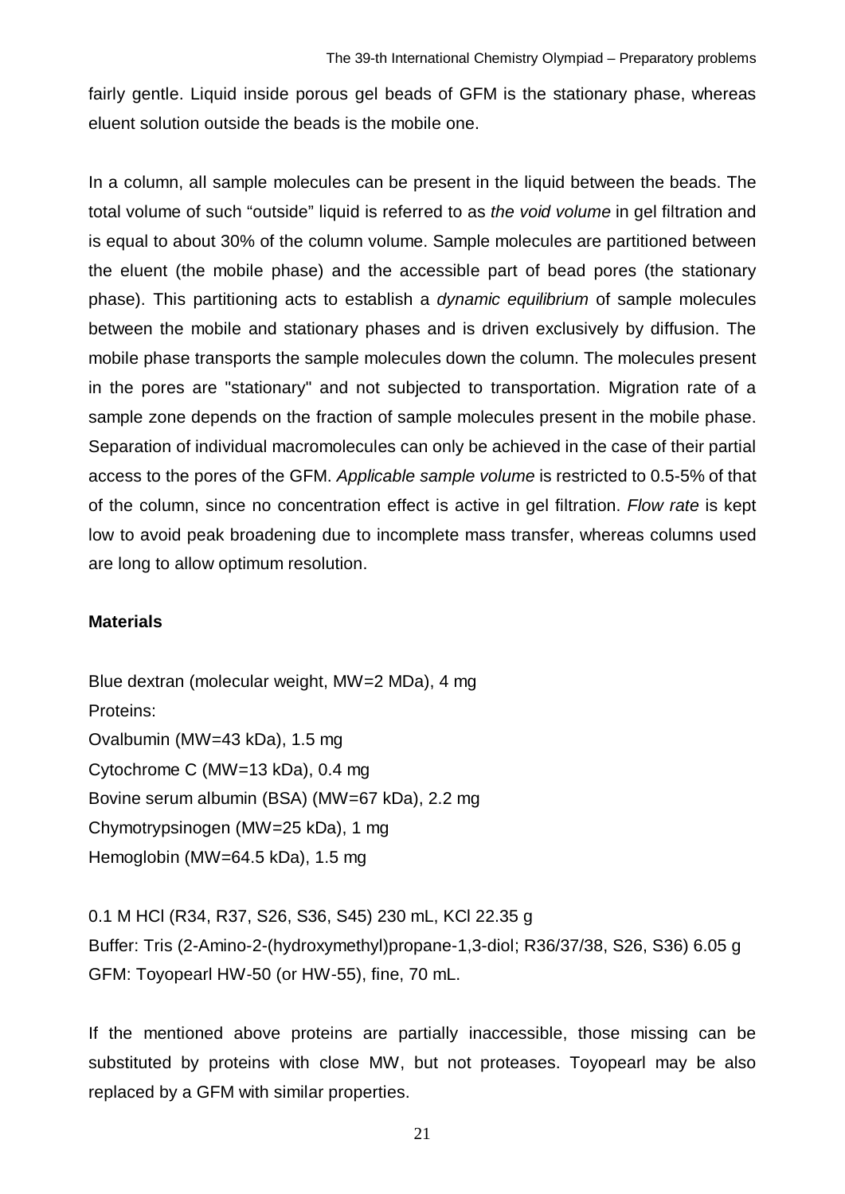fairly gentle. Liquid inside porous gel beads of GFM is the stationary phase, whereas eluent solution outside the beads is the mobile one.

In a column, all sample molecules can be present in the liquid between the beads. The total volume of such "outside" liquid is referred to as *the void volume* in gel filtration and is equal to about 30% of the column volume. Sample molecules are partitioned between the eluent (the mobile phase) and the accessible part of bead pores (the stationary phase). This partitioning acts to establish a *dynamic equilibrium* of sample molecules between the mobile and stationary phases and is driven exclusively by diffusion. The mobile phase transports the sample molecules down the column. The molecules present in the pores are "stationary" and not subjected to transportation. Migration rate of a sample zone depends on the fraction of sample molecules present in the mobile phase. Separation of individual macromolecules can only be achieved in the case of their partial access to the pores of the GFM. *Applicable sample volume* is restricted to 0.5-5% of that of the column, since no concentration effect is active in gel filtration. *Flow rate* is kept low to avoid peak broadening due to incomplete mass transfer, whereas columns used are long to allow optimum resolution.

**Materials**

Blue dextran (molecular weight, MW=2 MDa), 4 mg
Proteins:
Ovalbumin (MW=43 kDa), 1.5 mg
Cytochrome C (MW=13 kDa), 0.4 mg
Bovine serum albumin (BSA) (MW=67 kDa), 2.2 mg
Chymotrypsinogen (MW=25 kDa), 1 mg
Hemoglobin (MW=64.5 kDa), 1.5 mg

0.1 M HCl (R34, R37, S26, S36, S45) 230 mL, KCl 22.35 g
Buffer: Tris (2-Amino-2-(hydroxymethyl)propane-1,3-diol; R36/37/38, S26, S36) 6.05 g
GFM: Toyopearl HW-50 (or HW-55), fine, 70 mL.

If the mentioned above proteins are partially inaccessible, those missing can be substituted by proteins with close MW, but not proteases. Toyopearl may be also replaced by a GFM with similar properties.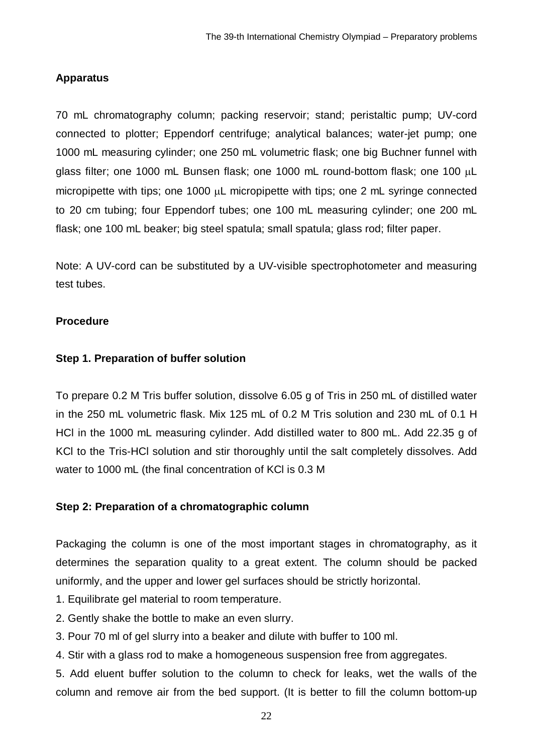### Apparatus

70 mL chromatography column; packing reservoir; stand; peristaltic pump; UV-cord connected to plotter; Eppendorf centrifuge; analytical balances; water-jet pump; one 1000 mL measuring cylinder; one 250 mL volumetric flask; one big Buchner funnel with glass filter; one 1000 mL Bunsen flask; one 1000 mL round-bottom flask; one 100 μL micropipette with tips; one 1000 μL micropipette with tips; one 2 mL syringe connected to 20 cm tubing; four Eppendorf tubes; one 100 mL measuring cylinder; one 200 mL flask; one 100 mL beaker; big steel spatula; small spatula; glass rod; filter paper.

Note: A UV-cord can be substituted by a UV-visible spectrophotometer and measuring test tubes.

### Procedure

#### Step 1. Preparation of buffer solution

To prepare 0.2 M Tris buffer solution, dissolve 6.05 g of Tris in 250 mL of distilled water in the 250 mL volumetric flask. Mix 125 mL of 0.2 M Tris solution and 230 mL of 0.1 H HCl in the 1000 mL measuring cylinder. Add distilled water to 800 mL. Add 22.35 g of KCl to the Tris-HCl solution and stir thoroughly until the salt completely dissolves. Add water to 1000 mL (the final concentration of KCl is 0.3 M

#### Step 2: Preparation of a chromatographic column

Packaging the column is one of the most important stages in chromatography, as it determines the separation quality to a great extent. The column should be packed uniformly, and the upper and lower gel surfaces should be strictly horizontal.

1. Equilibrate gel material to room temperature.
2. Gently shake the bottle to make an even slurry.
3. Pour 70 ml of gel slurry into a beaker and dilute with buffer to 100 ml.
4. Stir with a glass rod to make a homogeneous suspension free from aggregates.
5. Add eluent buffer solution to the column to check for leaks, wet the walls of the column and remove air from the bed support. (It is better to fill the column bottom-up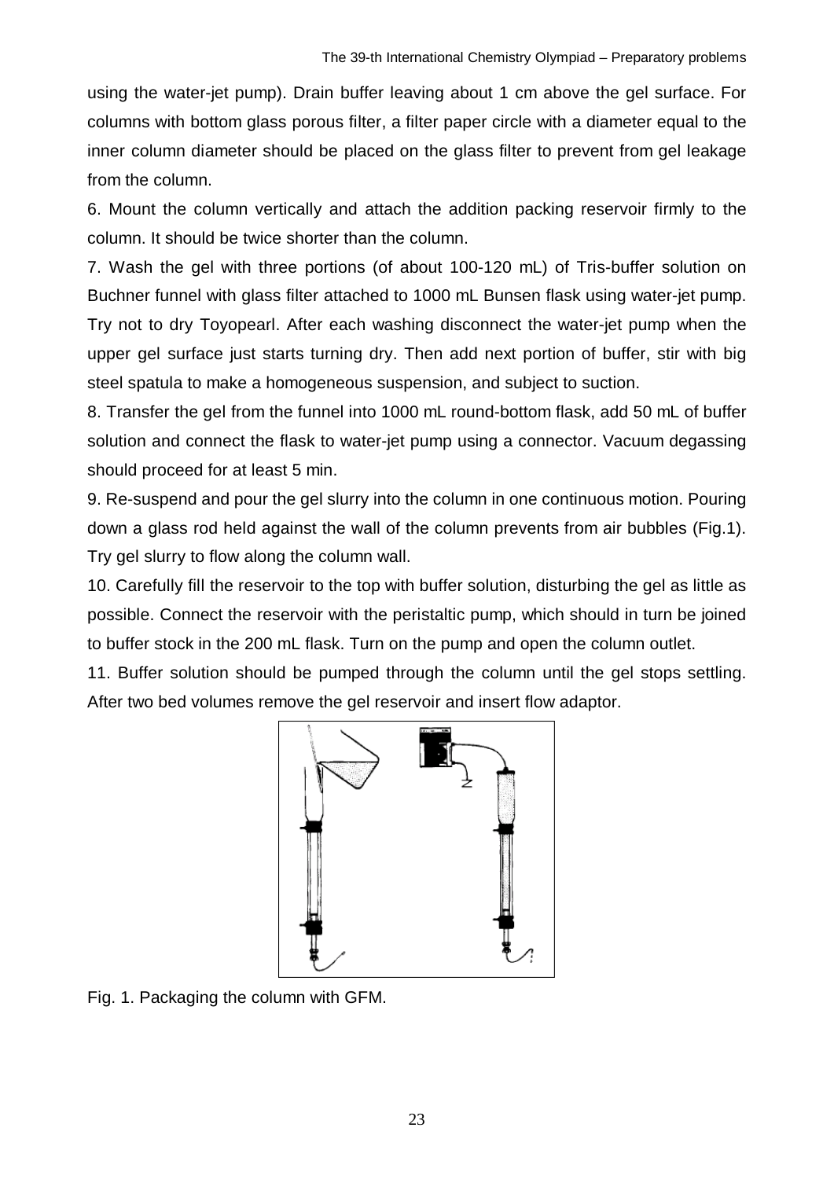using the water-jet pump). Drain buffer leaving about 1 cm above the gel surface. For columns with bottom glass porous filter, a filter paper circle with a diameter equal to the inner column diameter should be placed on the glass filter to prevent from gel leakage from the column.

6. Mount the column vertically and attach the addition packing reservoir firmly to the column. It should be twice shorter than the column.

7. Wash the gel with three portions (of about 100-120 mL) of Tris-buffer solution on Buchner funnel with glass filter attached to 1000 mL Bunsen flask using water-jet pump. Try not to dry Toyopearl. After each washing disconnect the water-jet pump when the upper gel surface just starts turning dry. Then add next portion of buffer, stir with big steel spatula to make a homogeneous suspension, and subject to suction.

8. Transfer the gel from the funnel into 1000 mL round-bottom flask, add 50 mL of buffer solution and connect the flask to water-jet pump using a connector. Vacuum degassing should proceed for at least 5 min.

9. Re-suspend and pour the gel slurry into the column in one continuous motion. Pouring down a glass rod held against the wall of the column prevents from air bubbles (Fig.1). Try gel slurry to flow along the column wall.

10. Carefully fill the reservoir to the top with buffer solution, disturbing the gel as little as possible. Connect the reservoir with the peristaltic pump, which should in turn be joined to buffer stock in the 200 mL flask. Turn on the pump and open the column outlet.

11. Buffer solution should be pumped through the column until the gel stops settling. After two bed volumes remove the gel reservoir and insert flow adaptor.

Fig. 1. Packaging the column with GFM.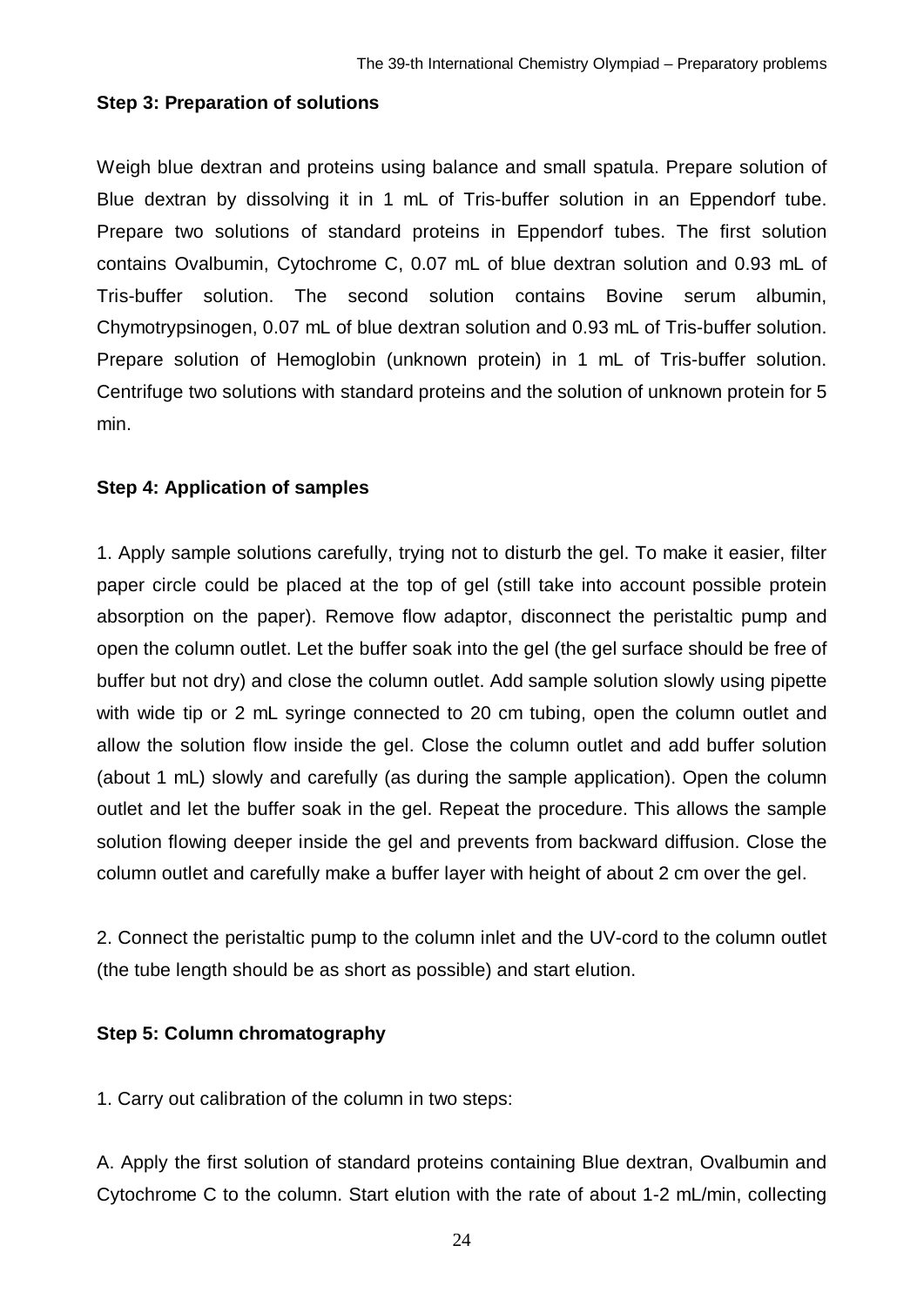**Step 3: Preparation of solutions**

Weigh blue dextran and proteins using balance and small spatula. Prepare solution of Blue dextran by dissolving it in 1 mL of Tris-buffer solution in an Eppendorf tube. Prepare two solutions of standard proteins in Eppendorf tubes. The first solution contains Ovalbumin, Cytochrome C, 0.07 mL of blue dextran solution and 0.93 mL of Tris-buffer solution. The second solution contains Bovine serum albumin, Chymotrypsinogen, 0.07 mL of blue dextran solution and 0.93 mL of Tris-buffer solution. Prepare solution of Hemoglobin (unknown protein) in 1 mL of Tris-buffer solution. Centrifuge two solutions with standard proteins and the solution of unknown protein for 5 min.

**Step 4: Application of samples**

1. Apply sample solutions carefully, trying not to disturb the gel. To make it easier, filter paper circle could be placed at the top of gel (still take into account possible protein absorption on the paper). Remove flow adaptor, disconnect the peristaltic pump and open the column outlet. Let the buffer soak into the gel (the gel surface should be free of buffer but not dry) and close the column outlet. Add sample solution slowly using pipette with wide tip or 2 mL syringe connected to 20 cm tubing, open the column outlet and allow the solution flow inside the gel. Close the column outlet and add buffer solution (about 1 mL) slowly and carefully (as during the sample application). Open the column outlet and let the buffer soak in the gel. Repeat the procedure. This allows the sample solution flowing deeper inside the gel and prevents from backward diffusion. Close the column outlet and carefully make a buffer layer with height of about 2 cm over the gel.

2. Connect the peristaltic pump to the column inlet and the UV-cord to the column outlet (the tube length should be as short as possible) and start elution.

**Step 5: Column chromatography**

1. Carry out calibration of the column in two steps:

A. Apply the first solution of standard proteins containing Blue dextran, Ovalbumin and Cytochrome C to the column. Start elution with the rate of about 1-2 mL/min, collecting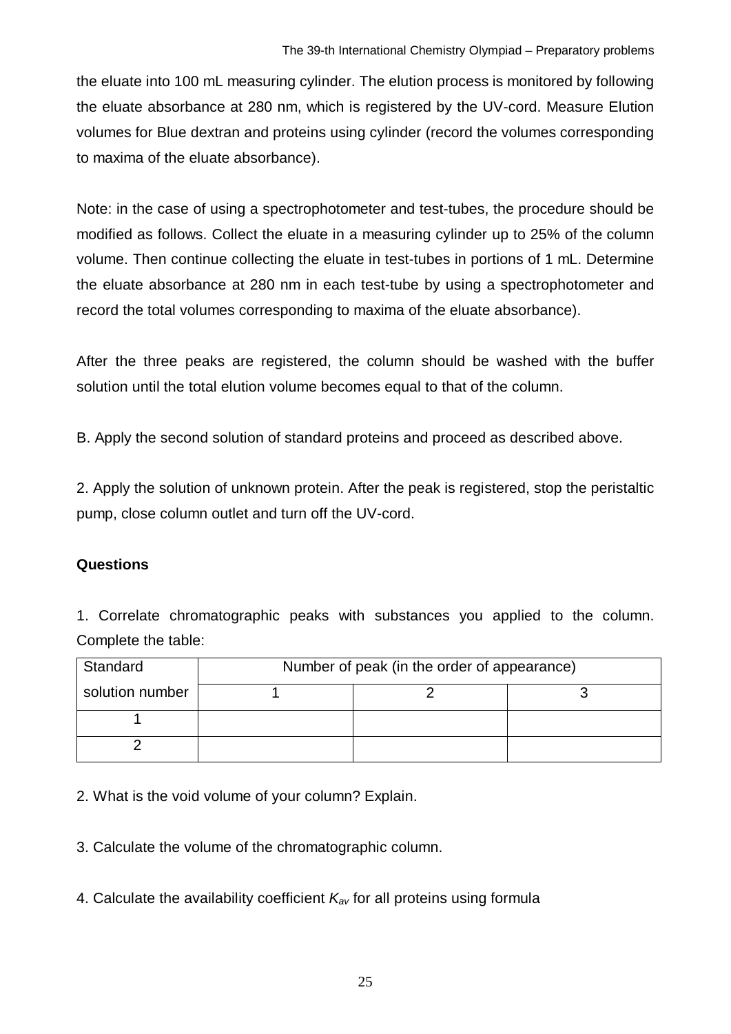the eluate into 100 mL measuring cylinder. The elution process is monitored by following the eluate absorbance at 280 nm, which is registered by the UV-cord. Measure Elution volumes for Blue dextran and proteins using cylinder (record the volumes corresponding to maxima of the eluate absorbance).

Note: in the case of using a spectrophotometer and test-tubes, the procedure should be modified as follows. Collect the eluate in a measuring cylinder up to 25% of the column volume. Then continue collecting the eluate in test-tubes in portions of 1 mL. Determine the eluate absorbance at 280 nm in each test-tube by using a spectrophotometer and record the total volumes corresponding to maxima of the eluate absorbance).

After the three peaks are registered, the column should be washed with the buffer solution until the total elution volume becomes equal to that of the column.

B. Apply the second solution of standard proteins and proceed as described above.

2. Apply the solution of unknown protein. After the peak is registered, stop the peristaltic pump, close column outlet and turn off the UV-cord.

**Questions**

1. Correlate chromatographic peaks with substances you applied to the column. Complete the table:

| Standard solution number | Number of peak (in the order of appearance) | | |
|---|---|---|---|
| | 1 | 2 | 3 |
| 1 | | | |
| 2 | | | |

2. What is the void volume of your column? Explain.

3. Calculate the volume of the chromatographic column.

4. Calculate the availability coefficient $K_{av}$ for all proteins using formula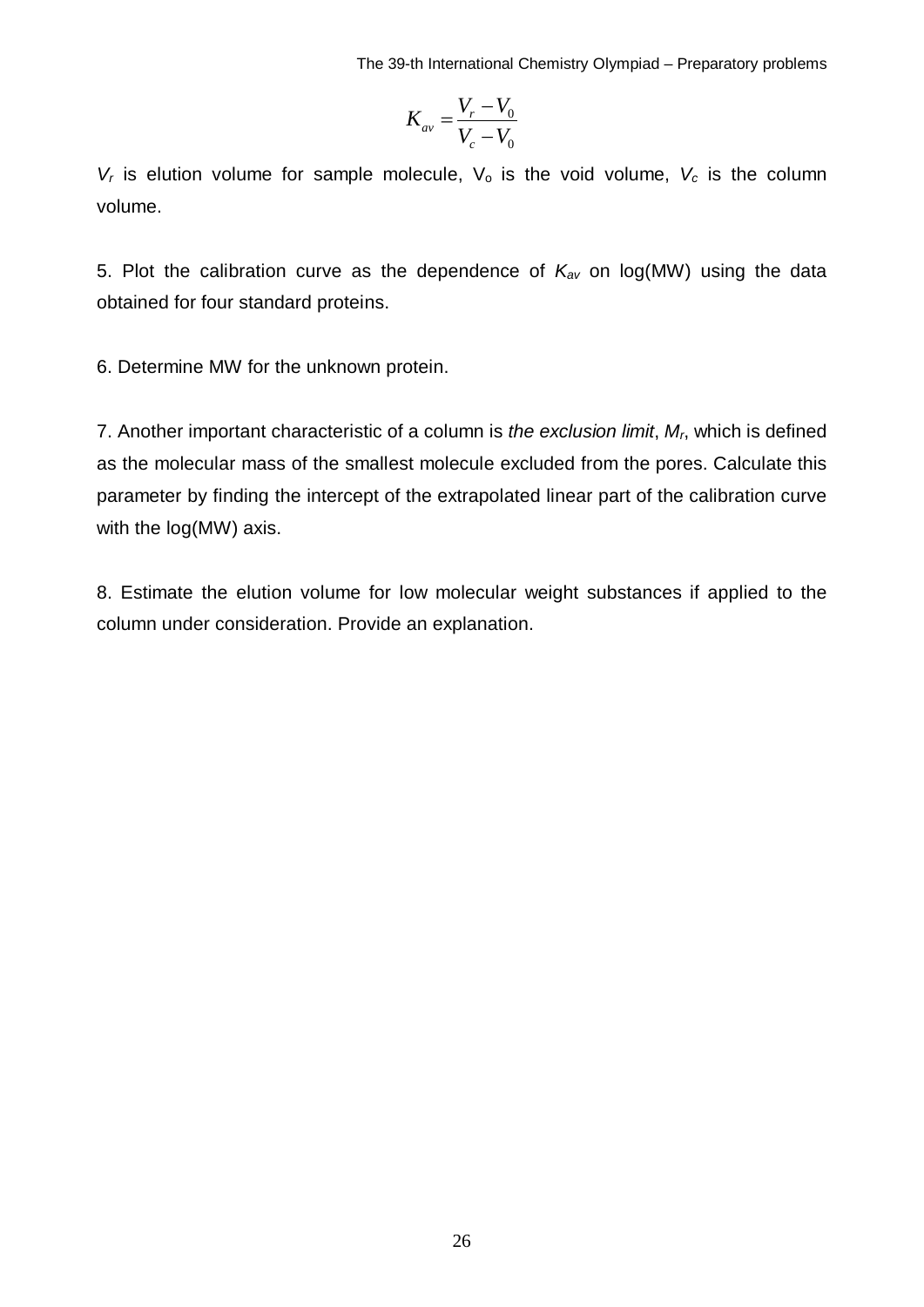$$K_{av} = \frac{V_r - V_0}{V_c - V_0}$$

$V_r$ is elution volume for sample molecule, $V_o$ is the void volume, $V_c$ is the column volume.

5. Plot the calibration curve as the dependence of $K_{av}$ on log(MW) using the data obtained for four standard proteins.

6. Determine MW for the unknown protein.

7. Another important characteristic of a column is *the exclusion limit*, $M_r$, which is defined as the molecular mass of the smallest molecule excluded from the pores. Calculate this parameter by finding the intercept of the extrapolated linear part of the calibration curve with the log(MW) axis.

8. Estimate the elution volume for low molecular weight substances if applied to the column under consideration. Provide an explanation.